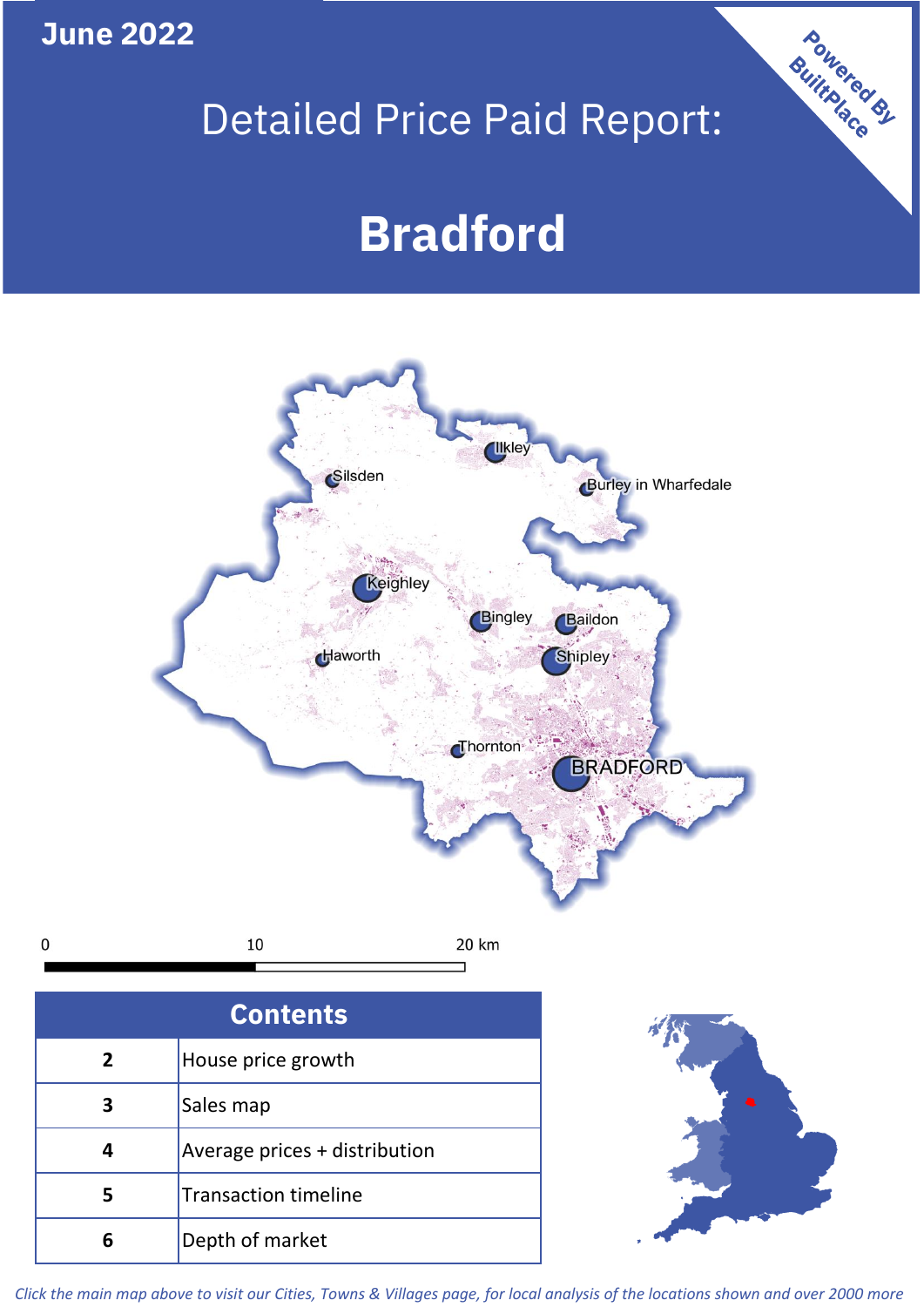**June 2022**

# Detailed Price Paid Report:

# Bradford

Powered By BuiltPlace

Silsden, Ilkley, Burley in Wharfedale, Keighley, Bingley, Baildon, Haworth, Shipley, Thornton, BRADFORD

0 10 20 km

| Contents | |
|---|---|
| 2 | House price growth |
| 3 | Sales map |
| 4 | Average prices + distribution |
| 5 | Transaction timeline |
| 6 | Depth of market |

*Click the main map above to visit our Cities, Towns & Villages page, for local analysis of the locations shown and over 2000 more*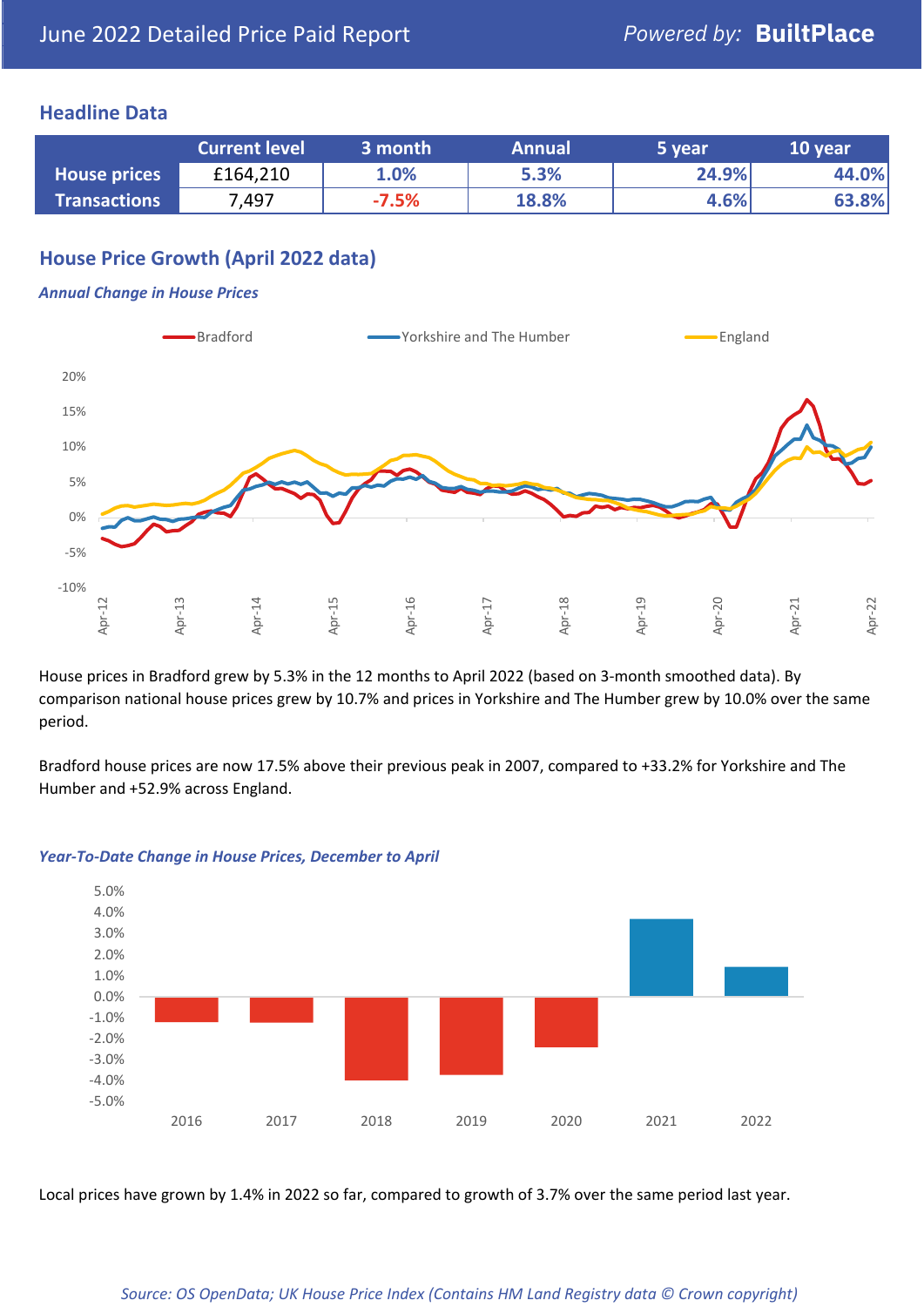# June 2022 Detailed Price Paid Report

Powered by: **BuiltPlace**

## Headline Data

| | Current level | 3 month | Annual | 5 year | 10 year |
|---|---|---|---|---|---|
| **House prices** | £164,210 | 1.0% | 5.3% | 24.9% | 44.0% |
| **Transactions** | 7,497 | -7.5% | 18.8% | 4.6% | 63.8% |

## House Price Growth (April 2022 data)

### *Annual Change in House Prices*

House prices in Bradford grew by 5.3% in the 12 months to April 2022 (based on 3-month smoothed data). By comparison national house prices grew by 10.7% and prices in Yorkshire and The Humber grew by 10.0% over the same period.

Bradford house prices are now 17.5% above their previous peak in 2007, compared to +33.2% for Yorkshire and The Humber and +52.9% across England.

### *Year-To-Date Change in House Prices, December to April*

Local prices have grown by 1.4% in 2022 so far, compared to growth of 3.7% over the same period last year.

*Source: OS OpenData; UK House Price Index (Contains HM Land Registry data © Crown copyright)*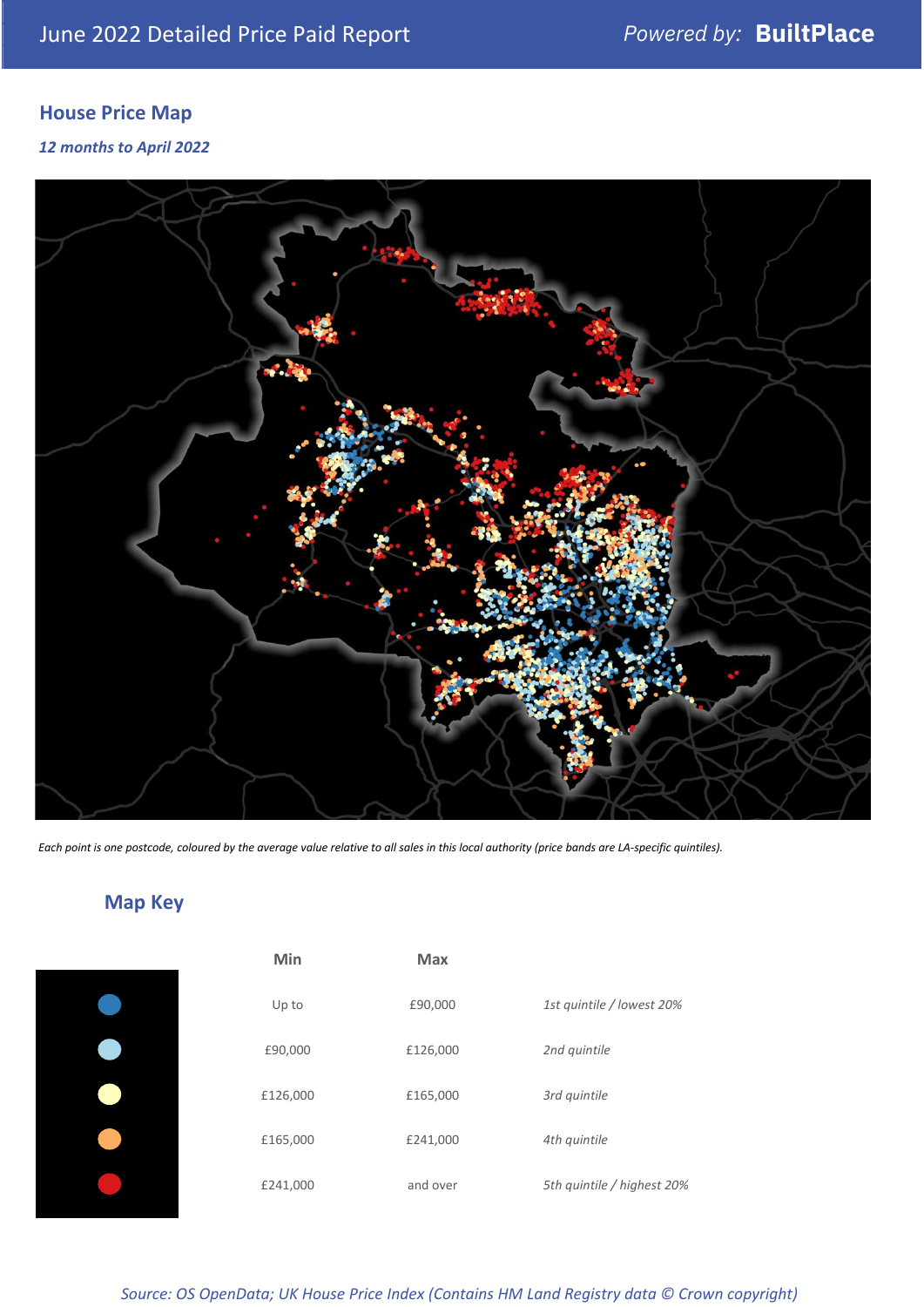# June 2022 Detailed Price Paid Report

Powered by: **BuiltPlace**

## House Price Map

*12 months to April 2022*

*Each point is one postcode, coloured by the average value relative to all sales in this local authority (price bands are LA-specific quintiles).*

## Map Key

| Min | Max | |
|---|---|---|
| Up to | £90,000 | *1st quintile / lowest 20%* |
| £90,000 | £126,000 | *2nd quintile* |
| £126,000 | £165,000 | *3rd quintile* |
| £165,000 | £241,000 | *4th quintile* |
| £241,000 | and over | *5th quintile / highest 20%* |

*Source: OS OpenData; UK House Price Index (Contains HM Land Registry data © Crown copyright)*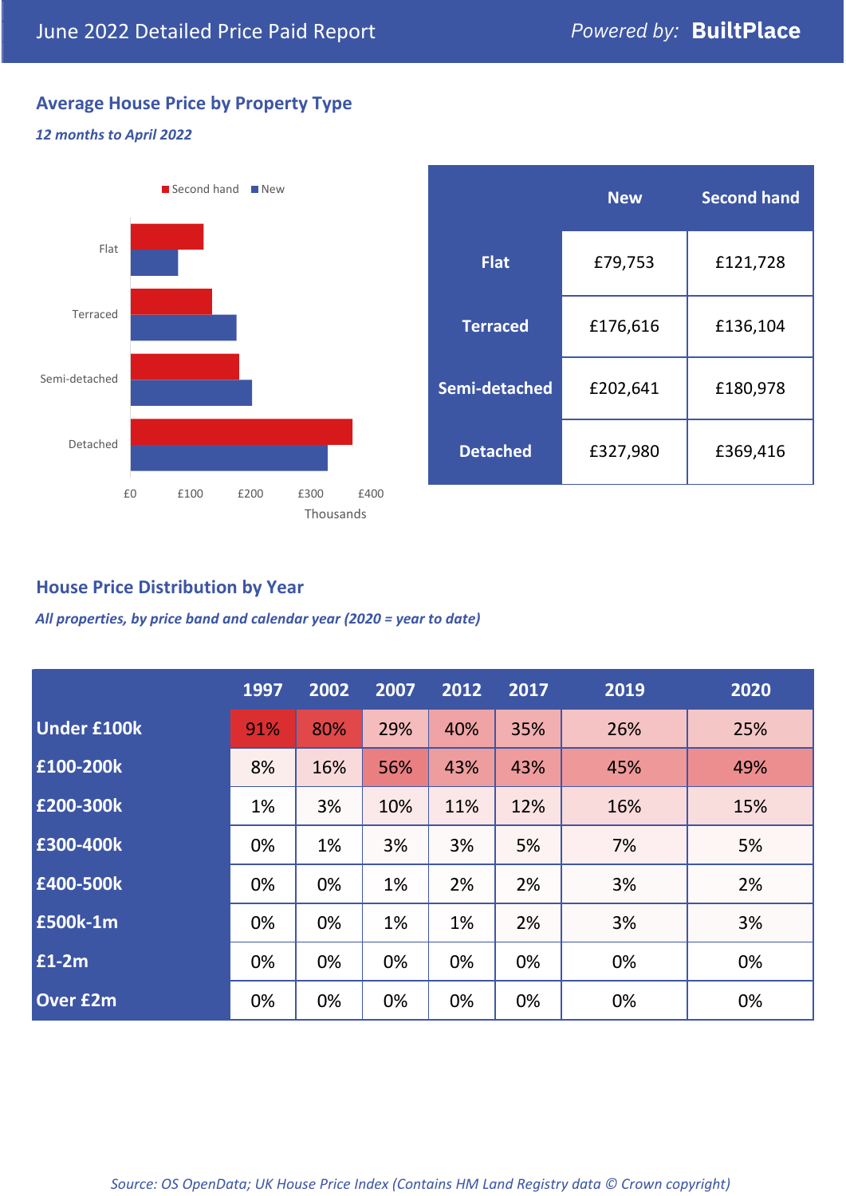June 2022 Detailed Price Paid Report

*Powered by:* **BuiltPlace**

## Average House Price by Property Type

***12 months to April 2022***

|  | New | Second hand |
|---|---|---|
| **Flat** | £79,753 | £121,728 |
| **Terraced** | £176,616 | £136,104 |
| **Semi-detached** | £202,641 | £180,978 |
| **Detached** | £327,980 | £369,416 |

## House Price Distribution by Year

***All properties, by price band and calendar year (2020 = year to date)***

|  | 1997 | 2002 | 2007 | 2012 | 2017 | 2019 | 2020 |
|---|---|---|---|---|---|---|---|
| **Under £100k** | 91% | 80% | 29% | 40% | 35% | 26% | 25% |
| **£100-200k** | 8% | 16% | 56% | 43% | 43% | 45% | 49% |
| **£200-300k** | 1% | 3% | 10% | 11% | 12% | 16% | 15% |
| **£300-400k** | 0% | 1% | 3% | 3% | 5% | 7% | 5% |
| **£400-500k** | 0% | 0% | 1% | 2% | 2% | 3% | 2% |
| **£500k-1m** | 0% | 0% | 1% | 1% | 2% | 3% | 3% |
| **£1-2m** | 0% | 0% | 0% | 0% | 0% | 0% | 0% |
| **Over £2m** | 0% | 0% | 0% | 0% | 0% | 0% | 0% |

*Source: OS OpenData; UK House Price Index (Contains HM Land Registry data © Crown copyright)*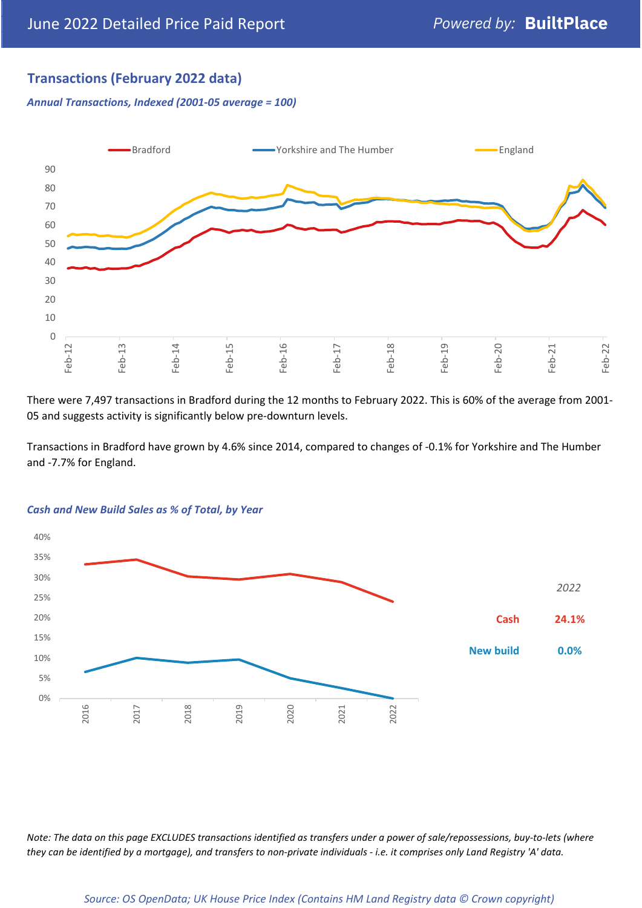## Transactions (February 2022 data)

*Annual Transactions, Indexed (2001-05 average = 100)*

There were 7,497 transactions in Bradford during the 12 months to February 2022. This is 60% of the average from 2001-05 and suggests activity is significantly below pre-downturn levels.

Transactions in Bradford have grown by 4.6% since 2014, compared to changes of -0.1% for Yorkshire and The Humber and -7.7% for England.

*Cash and New Build Sales as % of Total, by Year*

*2022*

| | |
|---|---|
| Cash | 24.1% |
| New build | 0.0% |

*Note: The data on this page EXCLUDES transactions identified as transfers under a power of sale/repossessions, buy-to-lets (where they can be identified by a mortgage), and transfers to non-private individuals - i.e. it comprises only Land Registry 'A' data.*

*Source: OS OpenData; UK House Price Index (Contains HM Land Registry data © Crown copyright)*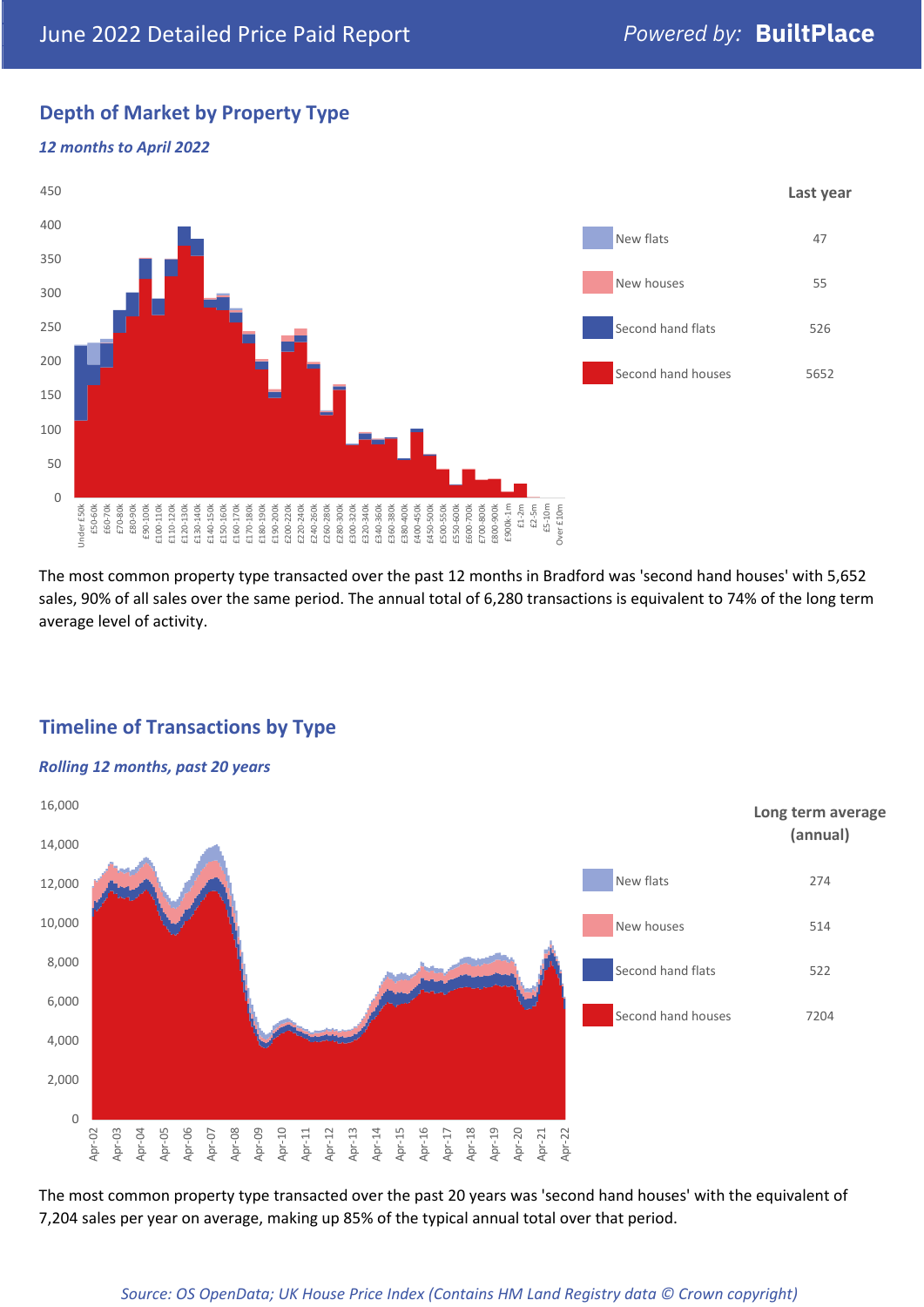June 2022 Detailed Price Paid Report

*Powered by:* **BuiltPlace**

## Depth of Market by Property Type

*12 months to April 2022*

450
400
350
300
250
200
150
100
50
0

Under £50k, £50-60k, £60-70k, £70-80k, £80-90k, £90-100k, £100-110k, £110-120k, £120-130k, £130-140k, £140-150k, £150-160k, £160-170k, £170-180k, £180-190k, £190-200k, £200-220k, £220-240k, £240-260k, £260-280k, £280-300k, £300-320k, £320-340k, £340-360k, £360-380k, £380-400k, £400-450k, £450-500k, £500-550k, £550-600k, £600-700k, £700-800k, £800-900k, £900k-1m, £1-2m, £2-5m, £5-10m, Over £10m

Last year

New flats 47
New houses 55
Second hand flats 526
Second hand houses 5652

The most common property type transacted over the past 12 months in Bradford was 'second hand houses' with 5,652 sales, 90% of all sales over the same period. The annual total of 6,280 transactions is equivalent to 74% of the long term average level of activity.

## Timeline of Transactions by Type

*Rolling 12 months, past 20 years*

16,000
14,000
12,000
10,000
8,000
6,000
4,000
2,000
0

Apr-02, Apr-03, Apr-04, Apr-05, Apr-06, Apr-07, Apr-08, Apr-09, Apr-10, Apr-11, Apr-12, Apr-13, Apr-14, Apr-15, Apr-16, Apr-17, Apr-18, Apr-19, Apr-20, Apr-21, Apr-22

Long term average (annual)

New flats 274
New houses 514
Second hand flats 522
Second hand houses 7204

The most common property type transacted over the past 20 years was 'second hand houses' with the equivalent of 7,204 sales per year on average, making up 85% of the typical annual total over that period.

*Source: OS OpenData; UK House Price Index (Contains HM Land Registry data © Crown copyright)*